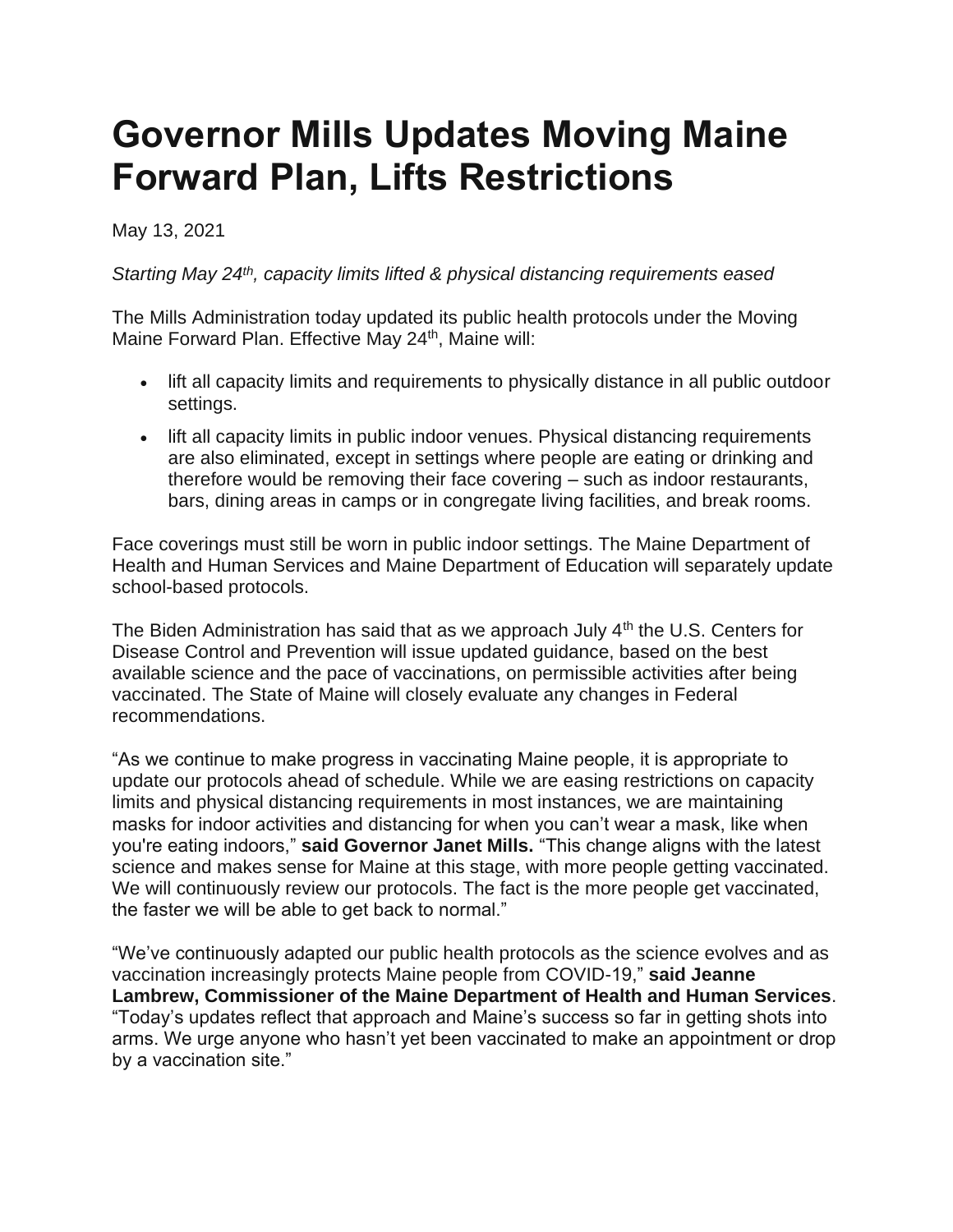# Governor Mills Updates Moving Maine Forward Plan, Lifts Restrictions

May 13, 2021

*Starting May 24th, capacity limits lifted & physical distancing requirements eased*

The Mills Administration today updated its public health protocols under the Moving Maine Forward Plan. Effective May 24th, Maine will:

- lift all capacity limits and requirements to physically distance in all public outdoor settings.
- lift all capacity limits in public indoor venues. Physical distancing requirements are also eliminated, except in settings where people are eating or drinking and therefore would be removing their face covering – such as indoor restaurants, bars, dining areas in camps or in congregate living facilities, and break rooms.

Face coverings must still be worn in public indoor settings. The Maine Department of Health and Human Services and Maine Department of Education will separately update school-based protocols.

The Biden Administration has said that as we approach July 4th the U.S. Centers for Disease Control and Prevention will issue updated guidance, based on the best available science and the pace of vaccinations, on permissible activities after being vaccinated. The State of Maine will closely evaluate any changes in Federal recommendations.

"As we continue to make progress in vaccinating Maine people, it is appropriate to update our protocols ahead of schedule. While we are easing restrictions on capacity limits and physical distancing requirements in most instances, we are maintaining masks for indoor activities and distancing for when you can't wear a mask, like when you're eating indoors," **said Governor Janet Mills.** "This change aligns with the latest science and makes sense for Maine at this stage, with more people getting vaccinated. We will continuously review our protocols. The fact is the more people get vaccinated, the faster we will be able to get back to normal."

"We've continuously adapted our public health protocols as the science evolves and as vaccination increasingly protects Maine people from COVID-19," **said Jeanne Lambrew, Commissioner of the Maine Department of Health and Human Services**. "Today's updates reflect that approach and Maine's success so far in getting shots into arms. We urge anyone who hasn't yet been vaccinated to make an appointment or drop by a vaccination site."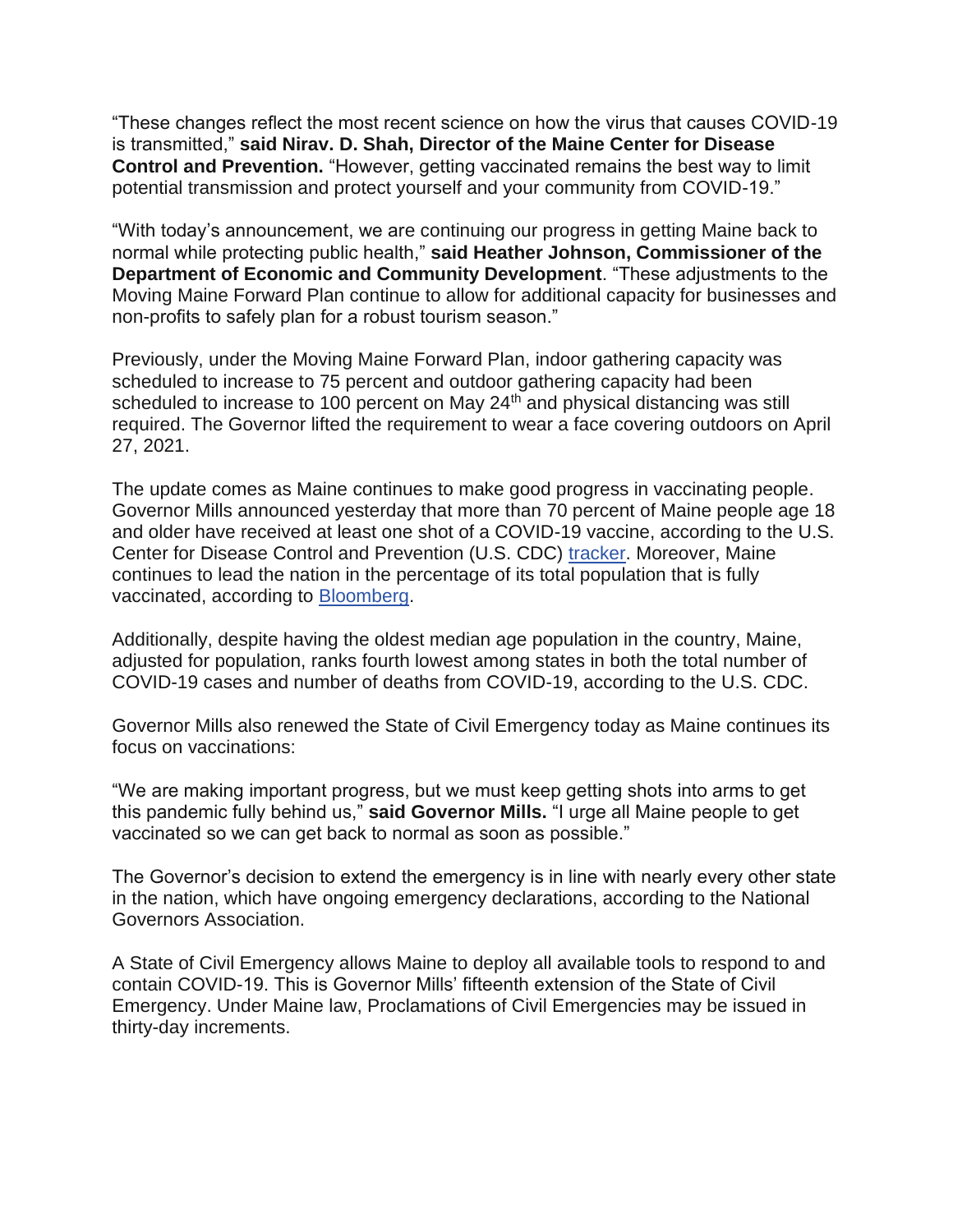"These changes reflect the most recent science on how the virus that causes COVID-19 is transmitted," **said Nirav. D. Shah, Director of the Maine Center for Disease Control and Prevention.** "However, getting vaccinated remains the best way to limit potential transmission and protect yourself and your community from COVID-19."

"With today's announcement, we are continuing our progress in getting Maine back to normal while protecting public health," **said Heather Johnson, Commissioner of the Department of Economic and Community Development**. "These adjustments to the Moving Maine Forward Plan continue to allow for additional capacity for businesses and non-profits to safely plan for a robust tourism season."

Previously, under the Moving Maine Forward Plan, indoor gathering capacity was scheduled to increase to 75 percent and outdoor gathering capacity had been scheduled to increase to 100 percent on May 24th and physical distancing was still required. The Governor lifted the requirement to wear a face covering outdoors on April 27, 2021.

The update comes as Maine continues to make good progress in vaccinating people. Governor Mills announced yesterday that more than 70 percent of Maine people age 18 and older have received at least one shot of a COVID-19 vaccine, according to the U.S. Center for Disease Control and Prevention (U.S. CDC) tracker. Moreover, Maine continues to lead the nation in the percentage of its total population that is fully vaccinated, according to Bloomberg.

Additionally, despite having the oldest median age population in the country, Maine, adjusted for population, ranks fourth lowest among states in both the total number of COVID-19 cases and number of deaths from COVID-19, according to the U.S. CDC.

Governor Mills also renewed the State of Civil Emergency today as Maine continues its focus on vaccinations:

"We are making important progress, but we must keep getting shots into arms to get this pandemic fully behind us," **said Governor Mills.** "I urge all Maine people to get vaccinated so we can get back to normal as soon as possible."

The Governor's decision to extend the emergency is in line with nearly every other state in the nation, which have ongoing emergency declarations, according to the National Governors Association.

A State of Civil Emergency allows Maine to deploy all available tools to respond to and contain COVID-19. This is Governor Mills' fifteenth extension of the State of Civil Emergency. Under Maine law, Proclamations of Civil Emergencies may be issued in thirty-day increments.